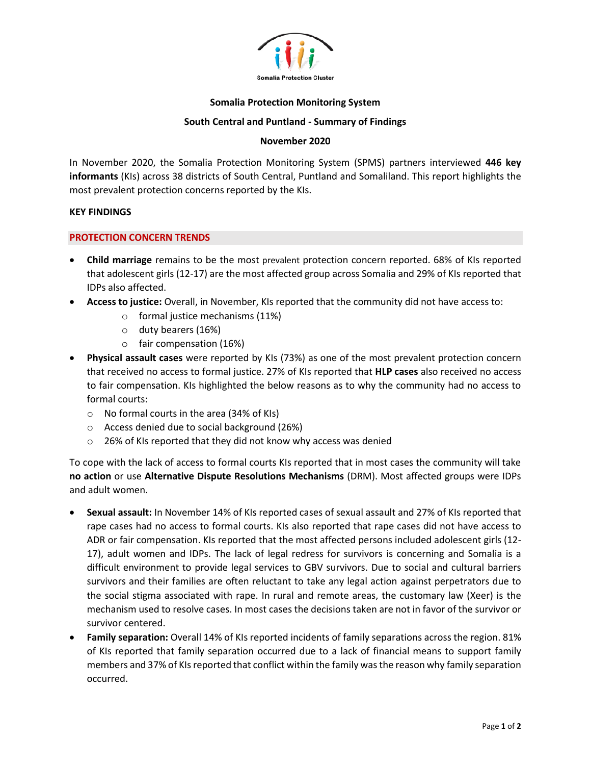Somalia Protection Cluster

**Somalia Protection Monitoring System**

**South Central and Puntland - Summary of Findings**

**November 2020**

In November 2020, the Somalia Protection Monitoring System (SPMS) partners interviewed **446 key informants** (KIs) across 38 districts of South Central, Puntland and Somaliland. This report highlights the most prevalent protection concerns reported by the KIs.

## KEY FINDINGS

### PROTECTION CONCERN TRENDS

- **Child marriage** remains to be the most prevalent protection concern reported. 68% of KIs reported that adolescent girls (12-17) are the most affected group across Somalia and 29% of KIs reported that IDPs also affected.
- **Access to justice:** Overall, in November, KIs reported that the community did not have access to:
  - formal justice mechanisms (11%)
  - duty bearers (16%)
  - fair compensation (16%)
- **Physical assault cases** were reported by KIs (73%) as one of the most prevalent protection concern that received no access to formal justice. 27% of KIs reported that **HLP cases** also received no access to fair compensation. KIs highlighted the below reasons as to why the community had no access to formal courts:
  - No formal courts in the area (34% of KIs)
  - Access denied due to social background (26%)
  - 26% of KIs reported that they did not know why access was denied

To cope with the lack of access to formal courts KIs reported that in most cases the community will take **no action** or use **Alternative Dispute Resolutions Mechanisms** (DRM). Most affected groups were IDPs and adult women.

- **Sexual assault:** In November 14% of KIs reported cases of sexual assault and 27% of KIs reported that rape cases had no access to formal courts. KIs also reported that rape cases did not have access to ADR or fair compensation. KIs reported that the most affected persons included adolescent girls (12-17), adult women and IDPs. The lack of legal redress for survivors is concerning and Somalia is a difficult environment to provide legal services to GBV survivors. Due to social and cultural barriers survivors and their families are often reluctant to take any legal action against perpetrators due to the social stigma associated with rape. In rural and remote areas, the customary law (Xeer) is the mechanism used to resolve cases. In most cases the decisions taken are not in favor of the survivor or survivor centered.
- **Family separation:** Overall 14% of KIs reported incidents of family separations across the region. 81% of KIs reported that family separation occurred due to a lack of financial means to support family members and 37% of KIs reported that conflict within the family was the reason why family separation occurred.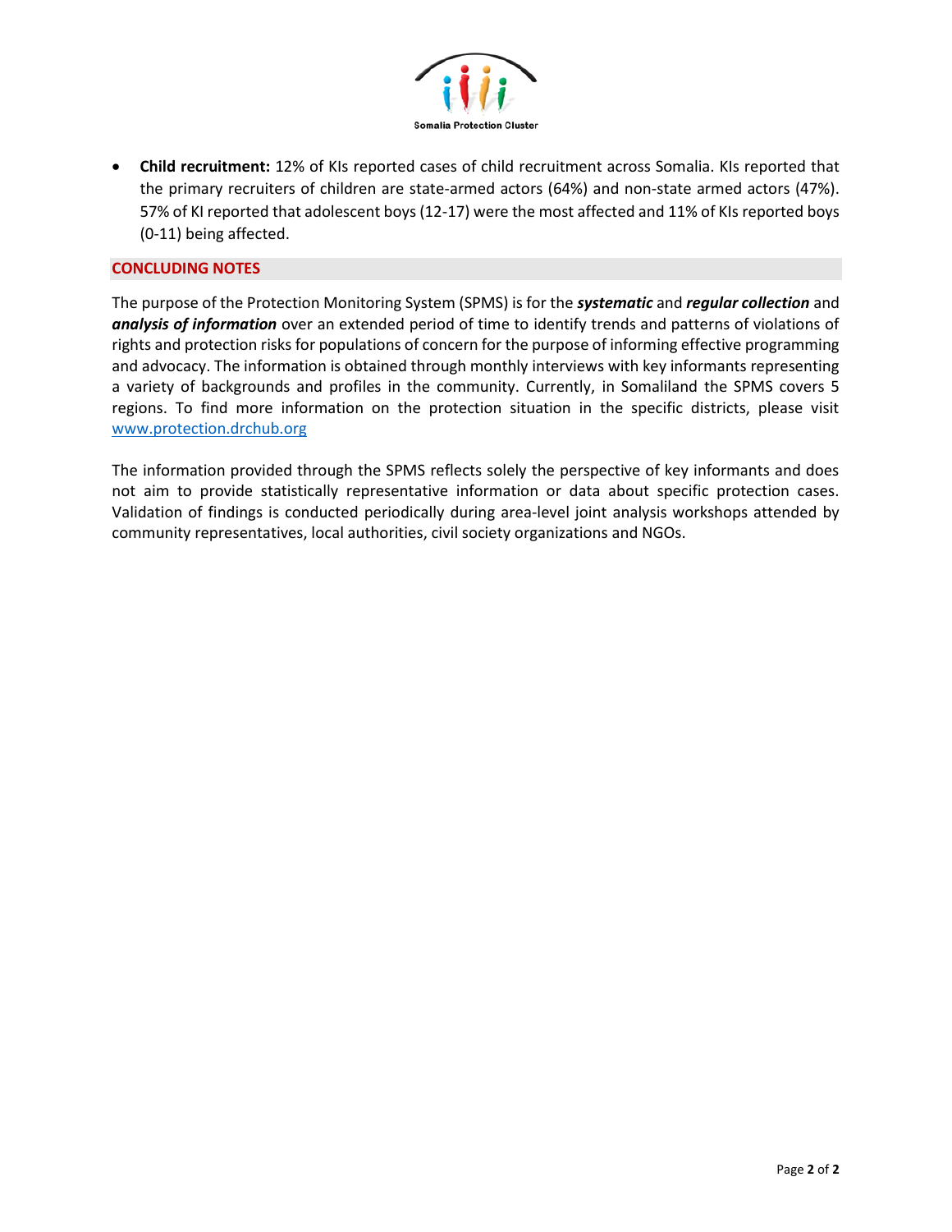- **Child recruitment:** 12% of KIs reported cases of child recruitment across Somalia. KIs reported that the primary recruiters of children are state-armed actors (64%) and non-state armed actors (47%). 57% of KI reported that adolescent boys (12-17) were the most affected and 11% of KIs reported boys (0-11) being affected.

## CONCLUDING NOTES

The purpose of the Protection Monitoring System (SPMS) is for the ***systematic*** and ***regular collection*** and ***analysis of information*** over an extended period of time to identify trends and patterns of violations of rights and protection risks for populations of concern for the purpose of informing effective programming and advocacy. The information is obtained through monthly interviews with key informants representing a variety of backgrounds and profiles in the community. Currently, in Somaliland the SPMS covers 5 regions. To find more information on the protection situation in the specific districts, please visit [www.protection.drchub.org](http://www.protection.drchub.org)

The information provided through the SPMS reflects solely the perspective of key informants and does not aim to provide statistically representative information or data about specific protection cases. Validation of findings is conducted periodically during area-level joint analysis workshops attended by community representatives, local authorities, civil society organizations and NGOs.